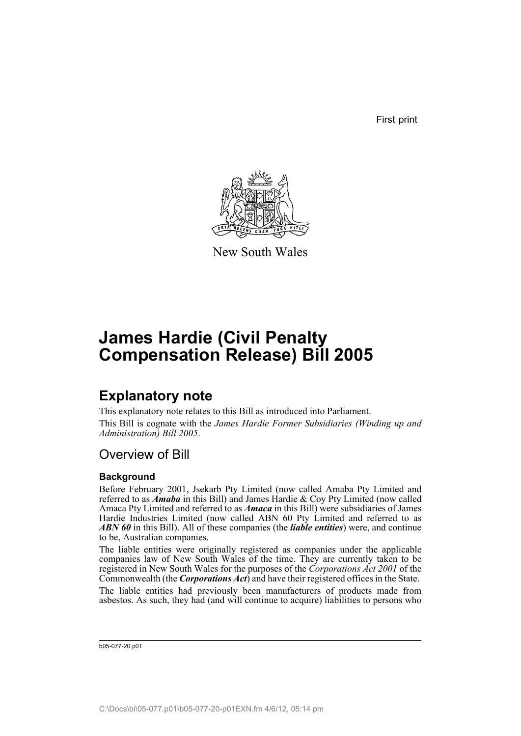First print

New South Wales

# James Hardie (Civil Penalty Compensation Release) Bill 2005

## Explanatory note

This explanatory note relates to this Bill as introduced into Parliament.

This Bill is cognate with the *James Hardie Former Subsidiaries (Winding up and Administration) Bill 2005*.

## Overview of Bill

### Background

Before February 2001, Jsekarb Pty Limited (now called Amaba Pty Limited and referred to as ***Amaba*** in this Bill) and James Hardie & Coy Pty Limited (now called Amaca Pty Limited and referred to as ***Amaca*** in this Bill) were subsidiaries of James Hardie Industries Limited (now called ABN 60 Pty Limited and referred to as ***ABN 60*** in this Bill). All of these companies (the ***liable entities***) were, and continue to be, Australian companies.

The liable entities were originally registered as companies under the applicable companies law of New South Wales of the time. They are currently taken to be registered in New South Wales for the purposes of the *Corporations Act 2001* of the Commonwealth (the ***Corporations Act***) and have their registered offices in the State.

The liable entities had previously been manufacturers of products made from asbestos. As such, they had (and will continue to acquire) liabilities to persons who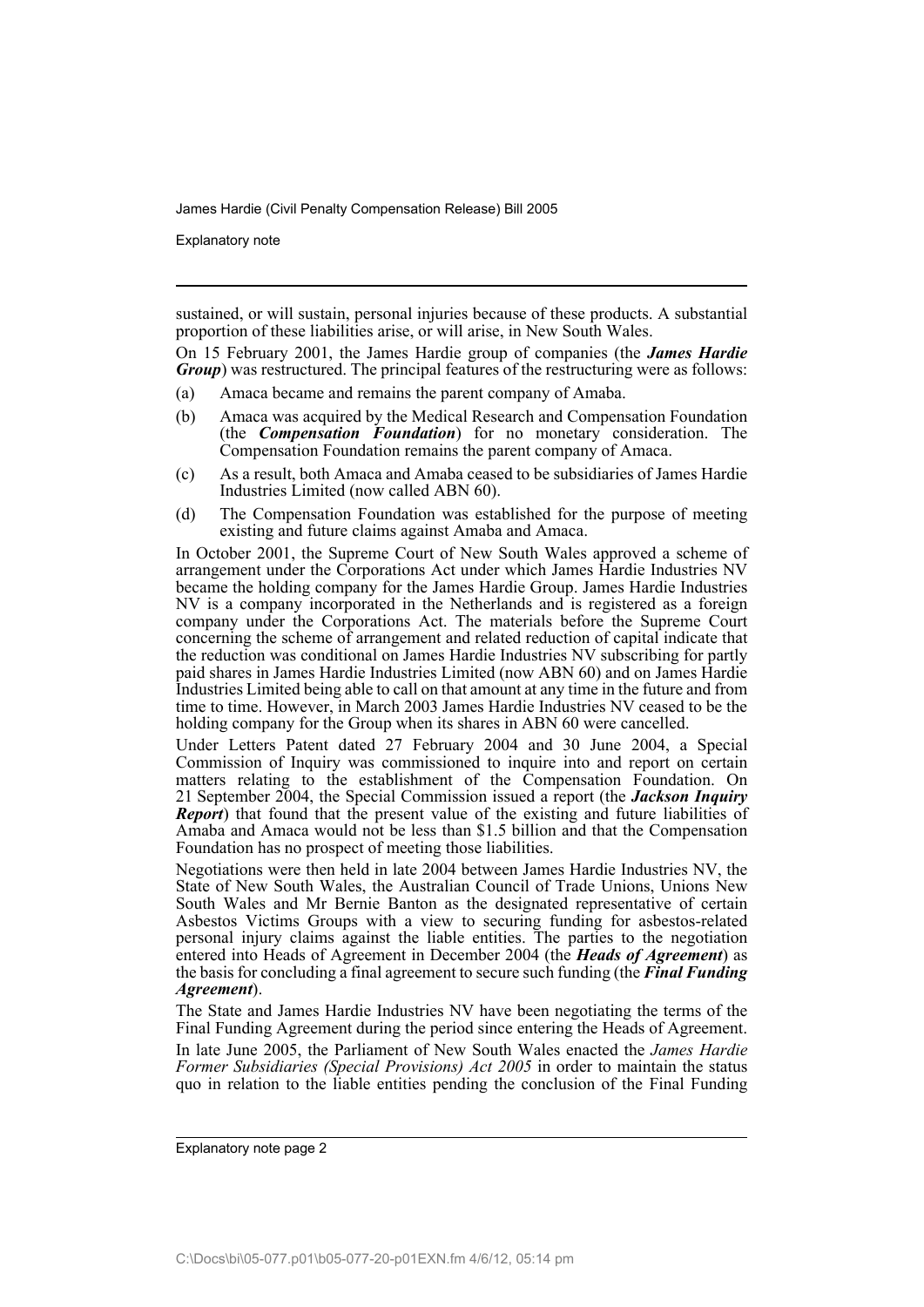sustained, or will sustain, personal injuries because of these products. A substantial proportion of these liabilities arise, or will arise, in New South Wales.

On 15 February 2001, the James Hardie group of companies (the ***James Hardie Group***) was restructured. The principal features of the restructuring were as follows:

(a) Amaca became and remains the parent company of Amaba.

(b) Amaca was acquired by the Medical Research and Compensation Foundation (the ***Compensation Foundation***) for no monetary consideration. The Compensation Foundation remains the parent company of Amaca.

(c) As a result, both Amaca and Amaba ceased to be subsidiaries of James Hardie Industries Limited (now called ABN 60).

(d) The Compensation Foundation was established for the purpose of meeting existing and future claims against Amaba and Amaca.

In October 2001, the Supreme Court of New South Wales approved a scheme of arrangement under the Corporations Act under which James Hardie Industries NV became the holding company for the James Hardie Group. James Hardie Industries NV is a company incorporated in the Netherlands and is registered as a foreign company under the Corporations Act. The materials before the Supreme Court concerning the scheme of arrangement and related reduction of capital indicate that the reduction was conditional on James Hardie Industries NV subscribing for partly paid shares in James Hardie Industries Limited (now ABN 60) and on James Hardie Industries Limited being able to call on that amount at any time in the future and from time to time. However, in March 2003 James Hardie Industries NV ceased to be the holding company for the Group when its shares in ABN 60 were cancelled.

Under Letters Patent dated 27 February 2004 and 30 June 2004, a Special Commission of Inquiry was commissioned to inquire into and report on certain matters relating to the establishment of the Compensation Foundation. On 21 September 2004, the Special Commission issued a report (the ***Jackson Inquiry Report***) that found that the present value of the existing and future liabilities of Amaba and Amaca would not be less than \$1.5 billion and that the Compensation Foundation has no prospect of meeting those liabilities.

Negotiations were then held in late 2004 between James Hardie Industries NV, the State of New South Wales, the Australian Council of Trade Unions, Unions New South Wales and Mr Bernie Banton as the designated representative of certain Asbestos Victims Groups with a view to securing funding for asbestos-related personal injury claims against the liable entities. The parties to the negotiation entered into Heads of Agreement in December 2004 (the ***Heads of Agreement***) as the basis for concluding a final agreement to secure such funding (the ***Final Funding Agreement***).

The State and James Hardie Industries NV have been negotiating the terms of the Final Funding Agreement during the period since entering the Heads of Agreement.

In late June 2005, the Parliament of New South Wales enacted the *James Hardie Former Subsidiaries (Special Provisions) Act 2005* in order to maintain the status quo in relation to the liable entities pending the conclusion of the Final Funding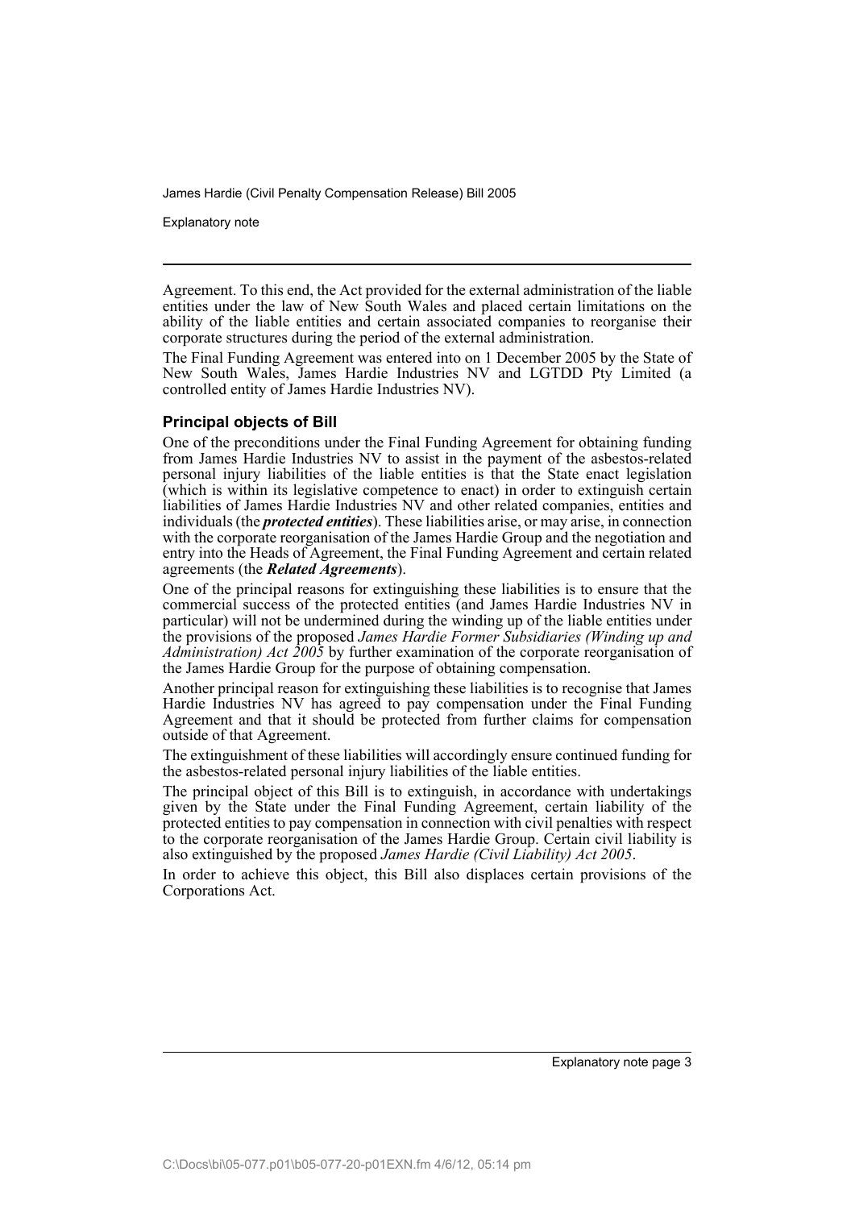Agreement. To this end, the Act provided for the external administration of the liable entities under the law of New South Wales and placed certain limitations on the ability of the liable entities and certain associated companies to reorganise their corporate structures during the period of the external administration.

The Final Funding Agreement was entered into on 1 December 2005 by the State of New South Wales, James Hardie Industries NV and LGTDD Pty Limited (a controlled entity of James Hardie Industries NV).

### Principal objects of Bill

One of the preconditions under the Final Funding Agreement for obtaining funding from James Hardie Industries NV to assist in the payment of the asbestos-related personal injury liabilities of the liable entities is that the State enact legislation (which is within its legislative competence to enact) in order to extinguish certain liabilities of James Hardie Industries NV and other related companies, entities and individuals (the ***protected entities***). These liabilities arise, or may arise, in connection with the corporate reorganisation of the James Hardie Group and the negotiation and entry into the Heads of Agreement, the Final Funding Agreement and certain related agreements (the ***Related Agreements***).

One of the principal reasons for extinguishing these liabilities is to ensure that the commercial success of the protected entities (and James Hardie Industries NV in particular) will not be undermined during the winding up of the liable entities under the provisions of the proposed *James Hardie Former Subsidiaries (Winding up and Administration) Act 2005* by further examination of the corporate reorganisation of the James Hardie Group for the purpose of obtaining compensation.

Another principal reason for extinguishing these liabilities is to recognise that James Hardie Industries NV has agreed to pay compensation under the Final Funding Agreement and that it should be protected from further claims for compensation outside of that Agreement.

The extinguishment of these liabilities will accordingly ensure continued funding for the asbestos-related personal injury liabilities of the liable entities.

The principal object of this Bill is to extinguish, in accordance with undertakings given by the State under the Final Funding Agreement, certain liability of the protected entities to pay compensation in connection with civil penalties with respect to the corporate reorganisation of the James Hardie Group. Certain civil liability is also extinguished by the proposed *James Hardie (Civil Liability) Act 2005*.

In order to achieve this object, this Bill also displaces certain provisions of the Corporations Act.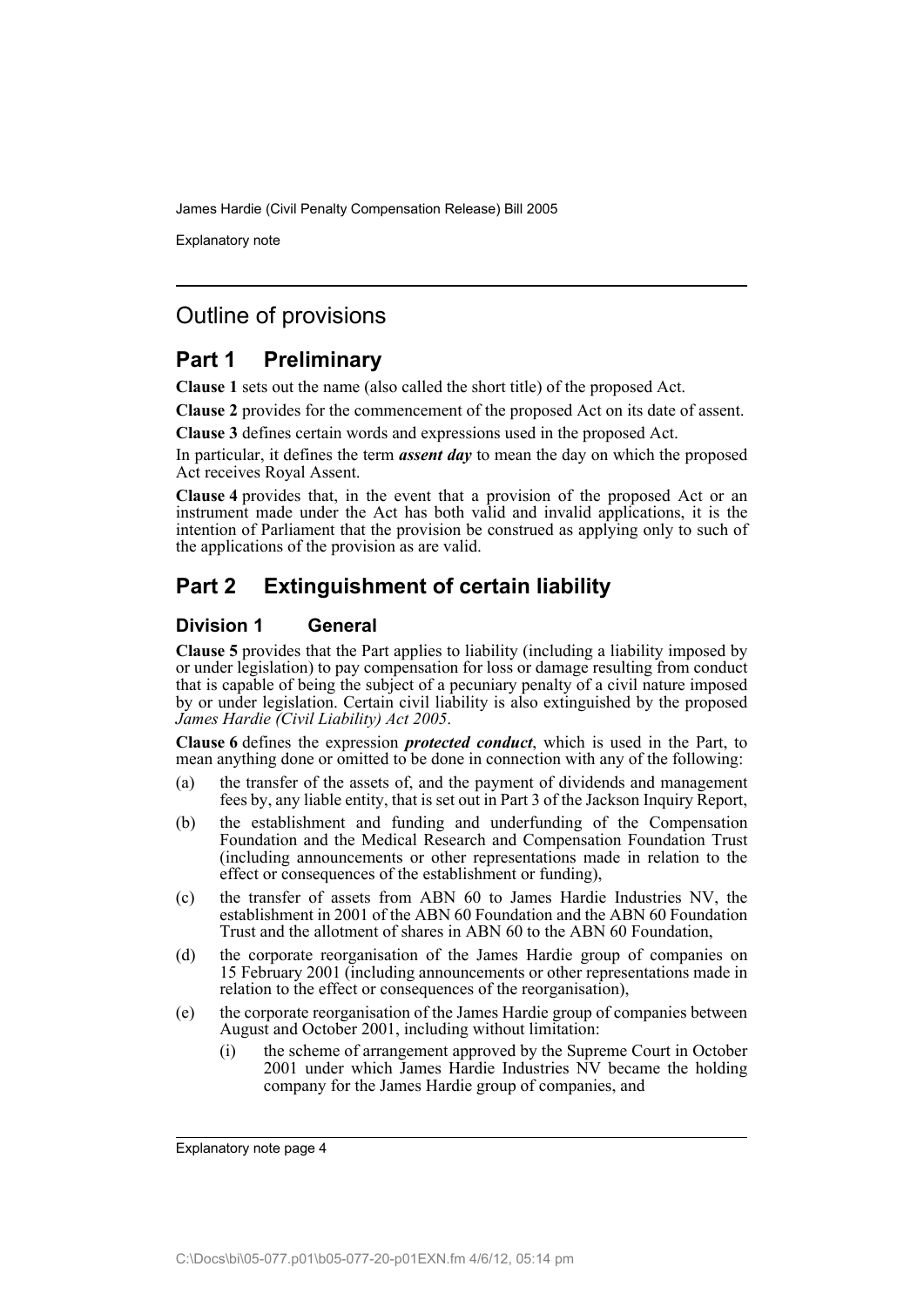# Outline of provisions

## Part 1 Preliminary

**Clause 1** sets out the name (also called the short title) of the proposed Act.

**Clause 2** provides for the commencement of the proposed Act on its date of assent.

**Clause 3** defines certain words and expressions used in the proposed Act.

In particular, it defines the term ***assent day*** to mean the day on which the proposed Act receives Royal Assent.

**Clause 4** provides that, in the event that a provision of the proposed Act or an instrument made under the Act has both valid and invalid applications, it is the intention of Parliament that the provision be construed as applying only to such of the applications of the provision as are valid.

## Part 2 Extinguishment of certain liability

### Division 1 General

**Clause 5** provides that the Part applies to liability (including a liability imposed by or under legislation) to pay compensation for loss or damage resulting from conduct that is capable of being the subject of a pecuniary penalty of a civil nature imposed by or under legislation. Certain civil liability is also extinguished by the proposed *James Hardie (Civil Liability) Act 2005*.

**Clause 6** defines the expression ***protected conduct***, which is used in the Part, to mean anything done or omitted to be done in connection with any of the following:

(a) the transfer of the assets of, and the payment of dividends and management fees by, any liable entity, that is set out in Part 3 of the Jackson Inquiry Report,

(b) the establishment and funding and underfunding of the Compensation Foundation and the Medical Research and Compensation Foundation Trust (including announcements or other representations made in relation to the effect or consequences of the establishment or funding),

(c) the transfer of assets from ABN 60 to James Hardie Industries NV, the establishment in 2001 of the ABN 60 Foundation and the ABN 60 Foundation Trust and the allotment of shares in ABN 60 to the ABN 60 Foundation,

(d) the corporate reorganisation of the James Hardie group of companies on 15 February 2001 (including announcements or other representations made in relation to the effect or consequences of the reorganisation),

(e) the corporate reorganisation of the James Hardie group of companies between August and October 2001, including without limitation:

  (i) the scheme of arrangement approved by the Supreme Court in October 2001 under which James Hardie Industries NV became the holding company for the James Hardie group of companies, and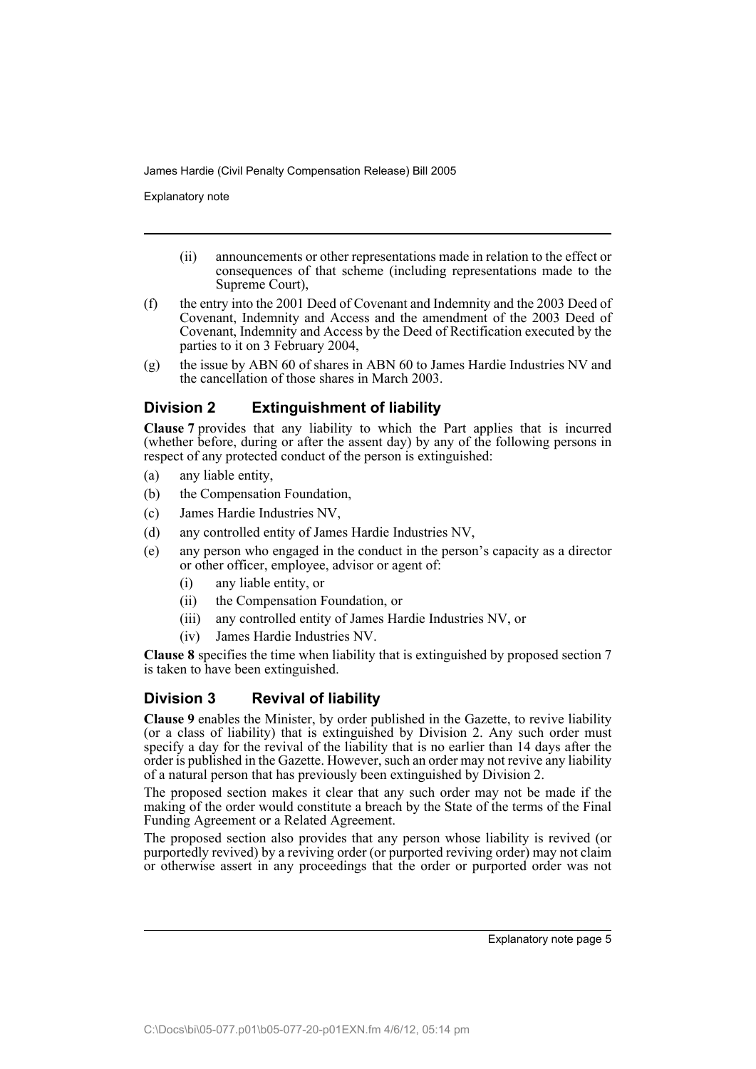(ii) announcements or other representations made in relation to the effect or consequences of that scheme (including representations made to the Supreme Court),

(f) the entry into the 2001 Deed of Covenant and Indemnity and the 2003 Deed of Covenant, Indemnity and Access and the amendment of the 2003 Deed of Covenant, Indemnity and Access by the Deed of Rectification executed by the parties to it on 3 February 2004,

(g) the issue by ABN 60 of shares in ABN 60 to James Hardie Industries NV and the cancellation of those shares in March 2003.

## Division 2 Extinguishment of liability

**Clause 7** provides that any liability to which the Part applies that is incurred (whether before, during or after the assent day) by any of the following persons in respect of any protected conduct of the person is extinguished:

(a) any liable entity,

(b) the Compensation Foundation,

(c) James Hardie Industries NV,

(d) any controlled entity of James Hardie Industries NV,

(e) any person who engaged in the conduct in the person's capacity as a director or other officer, employee, advisor or agent of:

  (i) any liable entity, or

  (ii) the Compensation Foundation, or

  (iii) any controlled entity of James Hardie Industries NV, or

  (iv) James Hardie Industries NV.

**Clause 8** specifies the time when liability that is extinguished by proposed section 7 is taken to have been extinguished.

## Division 3 Revival of liability

**Clause 9** enables the Minister, by order published in the Gazette, to revive liability (or a class of liability) that is extinguished by Division 2. Any such order must specify a day for the revival of the liability that is no earlier than 14 days after the order is published in the Gazette. However, such an order may not revive any liability of a natural person that has previously been extinguished by Division 2.

The proposed section makes it clear that any such order may not be made if the making of the order would constitute a breach by the State of the terms of the Final Funding Agreement or a Related Agreement.

The proposed section also provides that any person whose liability is revived (or purportedly revived) by a reviving order (or purported reviving order) may not claim or otherwise assert in any proceedings that the order or purported order was not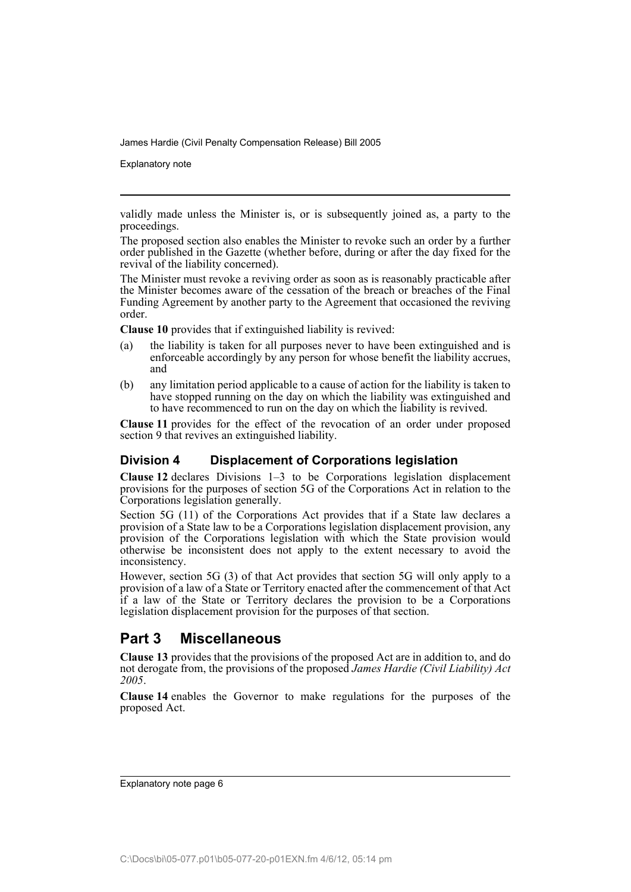validly made unless the Minister is, or is subsequently joined as, a party to the proceedings.

The proposed section also enables the Minister to revoke such an order by a further order published in the Gazette (whether before, during or after the day fixed for the revival of the liability concerned).

The Minister must revoke a reviving order as soon as is reasonably practicable after the Minister becomes aware of the cessation of the breach or breaches of the Final Funding Agreement by another party to the Agreement that occasioned the reviving order.

**Clause 10** provides that if extinguished liability is revived:

(a) the liability is taken for all purposes never to have been extinguished and is enforceable accordingly by any person for whose benefit the liability accrues, and

(b) any limitation period applicable to a cause of action for the liability is taken to have stopped running on the day on which the liability was extinguished and to have recommenced to run on the day on which the liability is revived.

**Clause 11** provides for the effect of the revocation of an order under proposed section 9 that revives an extinguished liability.

### Division 4 Displacement of Corporations legislation

**Clause 12** declares Divisions 1–3 to be Corporations legislation displacement provisions for the purposes of section 5G of the Corporations Act in relation to the Corporations legislation generally.

Section 5G (11) of the Corporations Act provides that if a State law declares a provision of a State law to be a Corporations legislation displacement provision, any provision of the Corporations legislation with which the State provision would otherwise be inconsistent does not apply to the extent necessary to avoid the inconsistency.

However, section 5G (3) of that Act provides that section 5G will only apply to a provision of a law of a State or Territory enacted after the commencement of that Act if a law of the State or Territory declares the provision to be a Corporations legislation displacement provision for the purposes of that section.

## Part 3 Miscellaneous

**Clause 13** provides that the provisions of the proposed Act are in addition to, and do not derogate from, the provisions of the proposed *James Hardie (Civil Liability) Act 2005*.

**Clause 14** enables the Governor to make regulations for the purposes of the proposed Act.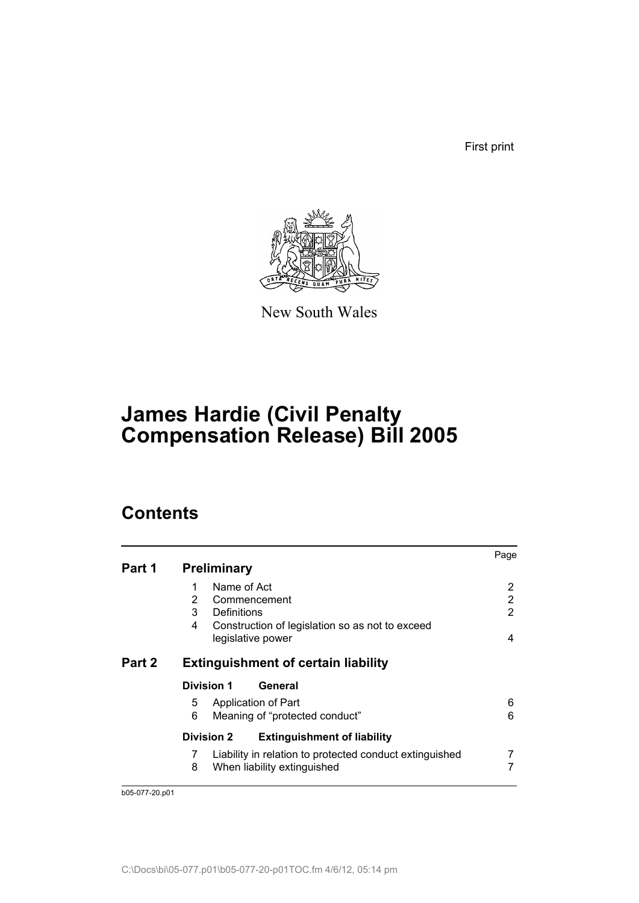First print

New South Wales

# James Hardie (Civil Penalty Compensation Release) Bill 2005

## Contents

| | | | Page |
|---|---|---|---|
| **Part 1** | **Preliminary** | | |
| | 1 | Name of Act | 2 |
| | 2 | Commencement | 2 |
| | 3 | Definitions | 2 |
| | 4 | Construction of legislation so as not to exceed legislative power | 4 |
| **Part 2** | **Extinguishment of certain liability** | | |
| | **Division 1** | **General** | |
| | 5 | Application of Part | 6 |
| | 6 | Meaning of "protected conduct" | 6 |
| | **Division 2** | **Extinguishment of liability** | |
| | 7 | Liability in relation to protected conduct extinguished | 7 |
| | 8 | When liability extinguished | 7 |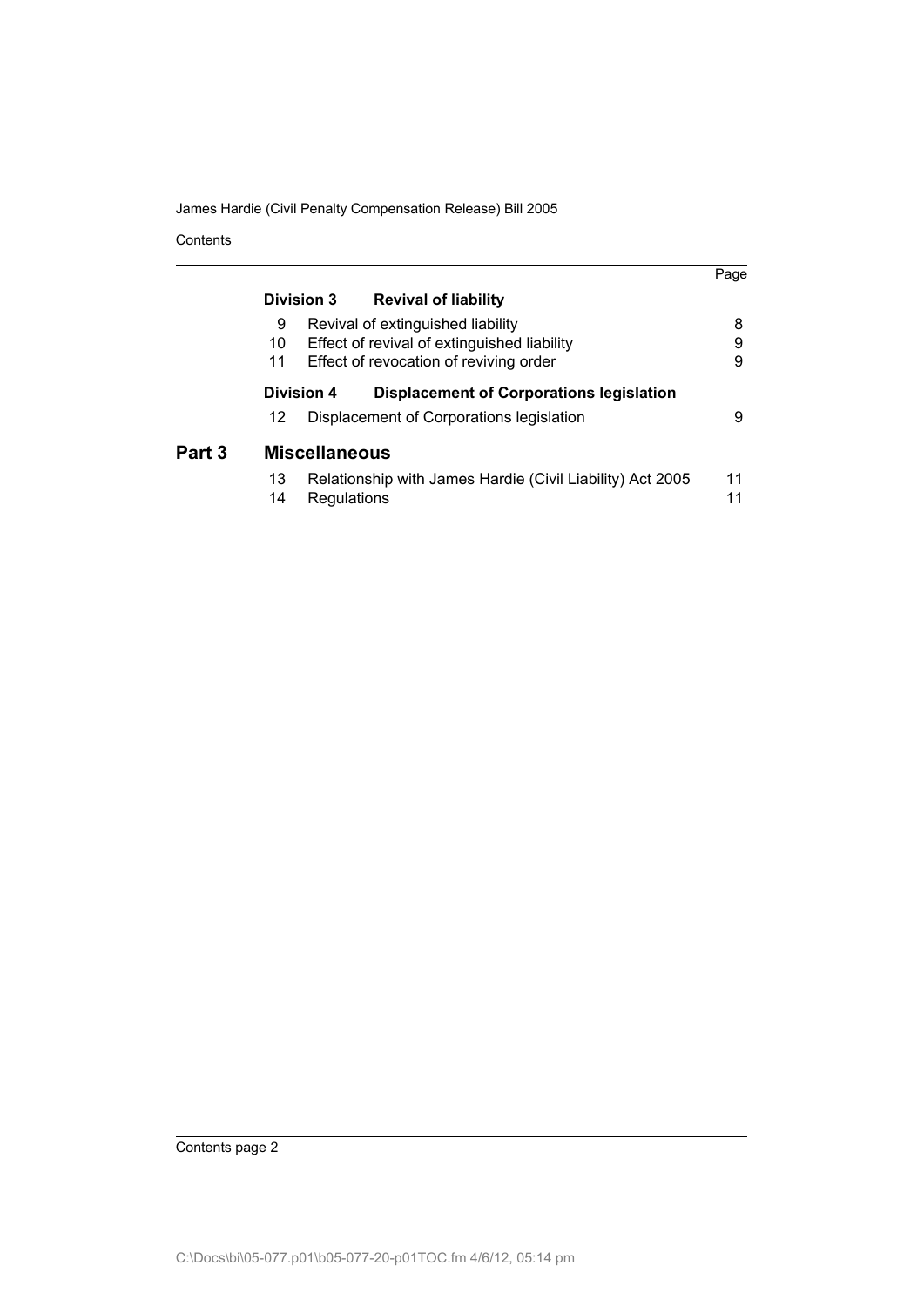| | | | Page |
|---|---|---|---|
| | **Division 3** | **Revival of liability** | |
| | 9 | Revival of extinguished liability | 8 |
| | 10 | Effect of revival of extinguished liability | 9 |
| | 11 | Effect of revocation of reviving order | 9 |
| | **Division 4** | **Displacement of Corporations legislation** | |
| | 12 | Displacement of Corporations legislation | 9 |
| **Part 3** | **Miscellaneous** | | |
| | 13 | Relationship with James Hardie (Civil Liability) Act 2005 | 11 |
| | 14 | Regulations | 11 |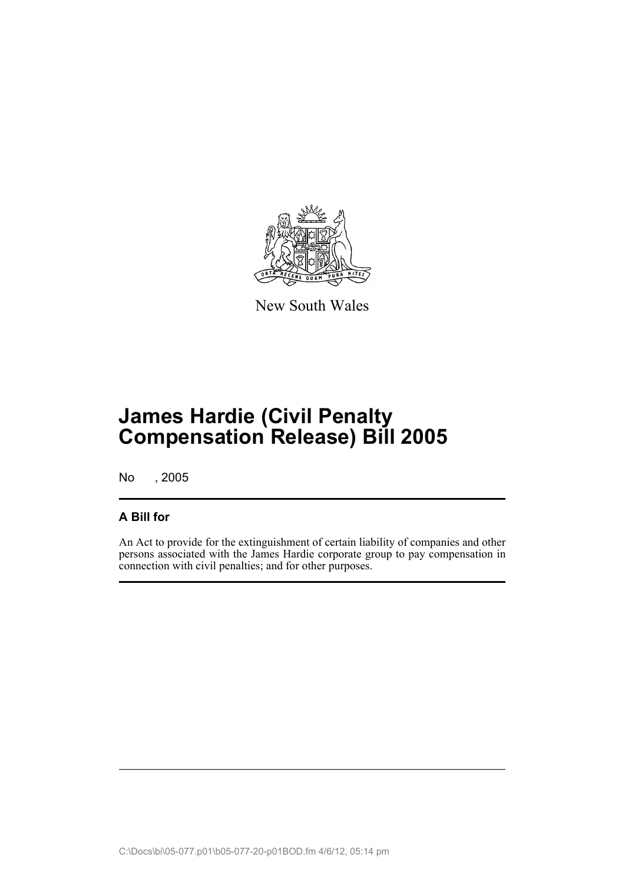New South Wales

# James Hardie (Civil Penalty Compensation Release) Bill 2005

No , 2005

## A Bill for

An Act to provide for the extinguishment of certain liability of companies and other persons associated with the James Hardie corporate group to pay compensation in connection with civil penalties; and for other purposes.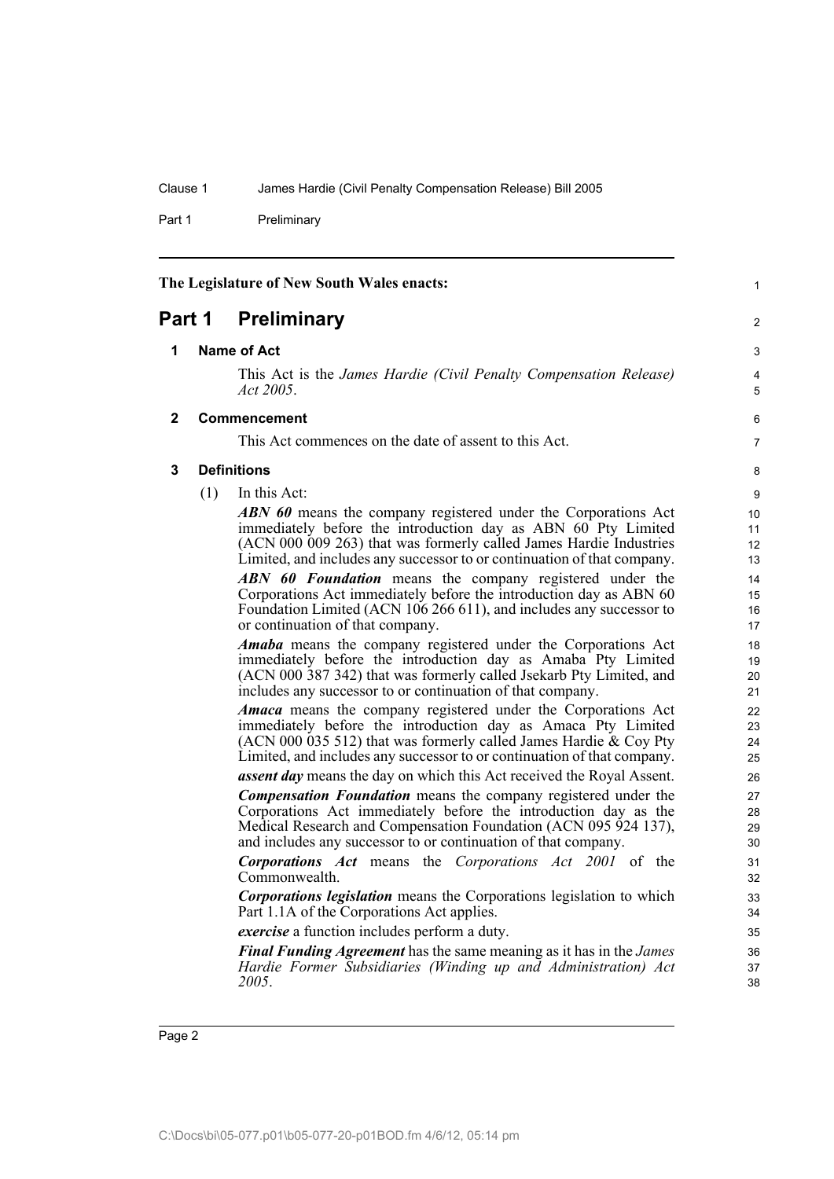The Legislature of New South Wales enacts:

# Part 1 Preliminary

## 1 Name of Act

This Act is the *James Hardie (Civil Penalty Compensation Release) Act 2005*.

## 2 Commencement

This Act commences on the date of assent to this Act.

## 3 Definitions

(1) In this Act:

***ABN 60*** means the company registered under the Corporations Act immediately before the introduction day as ABN 60 Pty Limited (ACN 000 009 263) that was formerly called James Hardie Industries Limited, and includes any successor to or continuation of that company.

***ABN 60 Foundation*** means the company registered under the Corporations Act immediately before the introduction day as ABN 60 Foundation Limited (ACN 106 266 611), and includes any successor to or continuation of that company.

***Amaba*** means the company registered under the Corporations Act immediately before the introduction day as Amaba Pty Limited (ACN 000 387 342) that was formerly called Jsekarb Pty Limited, and includes any successor to or continuation of that company.

***Amaca*** means the company registered under the Corporations Act immediately before the introduction day as Amaca Pty Limited (ACN 000 035 512) that was formerly called James Hardie & Coy Pty Limited, and includes any successor to or continuation of that company.

***assent day*** means the day on which this Act received the Royal Assent.

***Compensation Foundation*** means the company registered under the Corporations Act immediately before the introduction day as the Medical Research and Compensation Foundation (ACN 095 924 137), and includes any successor to or continuation of that company.

***Corporations Act*** means the *Corporations Act 2001* of the Commonwealth.

***Corporations legislation*** means the Corporations legislation to which Part 1.1A of the Corporations Act applies.

***exercise*** a function includes perform a duty.

***Final Funding Agreement*** has the same meaning as it has in the *James Hardie Former Subsidiaries (Winding up and Administration) Act 2005*.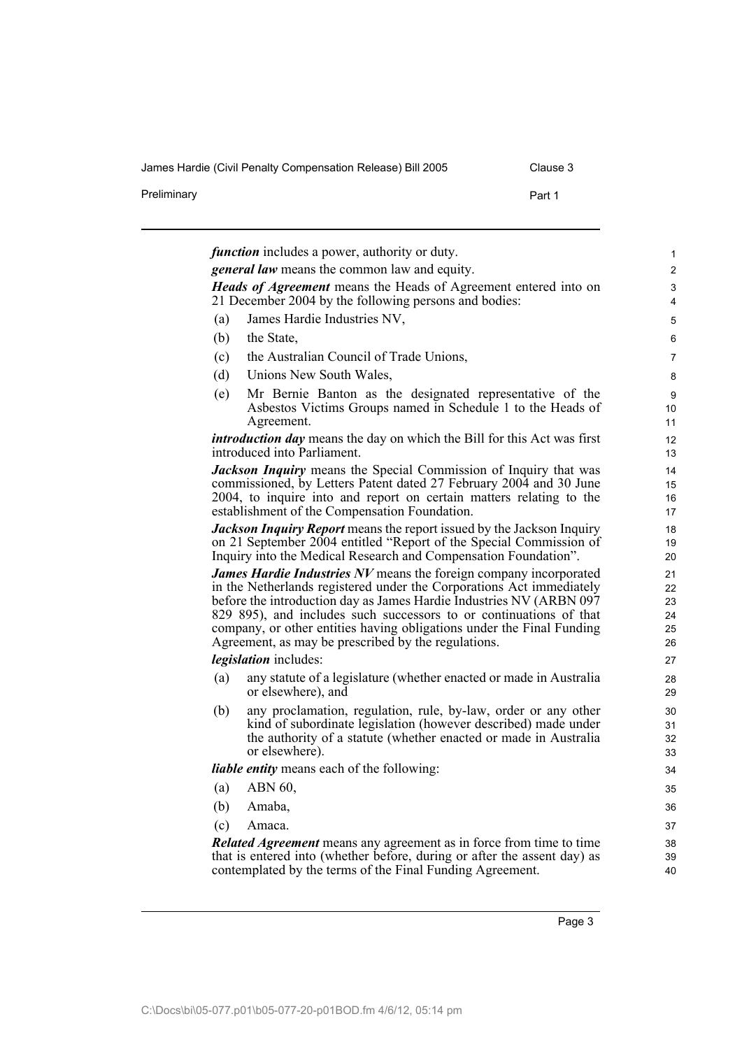***function*** includes a power, authority or duty.

***general law*** means the common law and equity.

***Heads of Agreement*** means the Heads of Agreement entered into on 21 December 2004 by the following persons and bodies:

(a) James Hardie Industries NV,

(b) the State,

(c) the Australian Council of Trade Unions,

(d) Unions New South Wales,

(e) Mr Bernie Banton as the designated representative of the Asbestos Victims Groups named in Schedule 1 to the Heads of Agreement.

***introduction day*** means the day on which the Bill for this Act was first introduced into Parliament.

***Jackson Inquiry*** means the Special Commission of Inquiry that was commissioned, by Letters Patent dated 27 February 2004 and 30 June 2004, to inquire into and report on certain matters relating to the establishment of the Compensation Foundation.

***Jackson Inquiry Report*** means the report issued by the Jackson Inquiry on 21 September 2004 entitled "Report of the Special Commission of Inquiry into the Medical Research and Compensation Foundation".

***James Hardie Industries NV*** means the foreign company incorporated in the Netherlands registered under the Corporations Act immediately before the introduction day as James Hardie Industries NV (ARBN 097 829 895), and includes such successors to or continuations of that company, or other entities having obligations under the Final Funding Agreement, as may be prescribed by the regulations.

***legislation*** includes:

(a) any statute of a legislature (whether enacted or made in Australia or elsewhere), and

(b) any proclamation, regulation, rule, by-law, order or any other kind of subordinate legislation (however described) made under the authority of a statute (whether enacted or made in Australia or elsewhere).

***liable entity*** means each of the following:

(a) ABN 60,

(b) Amaba,

(c) Amaca.

***Related Agreement*** means any agreement as in force from time to time that is entered into (whether before, during or after the assent day) as contemplated by the terms of the Final Funding Agreement.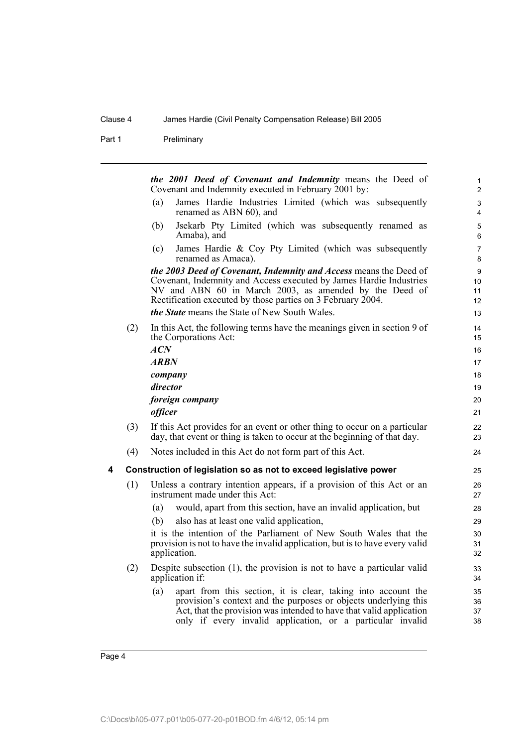***the 2001 Deed of Covenant and Indemnity*** means the Deed of Covenant and Indemnity executed in February 2001 by:

(a) James Hardie Industries Limited (which was subsequently renamed as ABN 60), and

(b) Jsekarb Pty Limited (which was subsequently renamed as Amaba), and

(c) James Hardie & Coy Pty Limited (which was subsequently renamed as Amaca).

***the 2003 Deed of Covenant, Indemnity and Access*** means the Deed of Covenant, Indemnity and Access executed by James Hardie Industries NV and ABN 60 in March 2003, as amended by the Deed of Rectification executed by those parties on 3 February 2004.

***the State*** means the State of New South Wales.

(2) In this Act, the following terms have the meanings given in section 9 of the Corporations Act:

***ACN***

***ARBN***

***company***

***director***

***foreign company***

***officer***

(3) If this Act provides for an event or other thing to occur on a particular day, that event or thing is taken to occur at the beginning of that day.

(4) Notes included in this Act do not form part of this Act.

## 4 Construction of legislation so as not to exceed legislative power

(1) Unless a contrary intention appears, if a provision of this Act or an instrument made under this Act:

(a) would, apart from this section, have an invalid application, but

(b) also has at least one valid application,

it is the intention of the Parliament of New South Wales that the provision is not to have the invalid application, but is to have every valid application.

(2) Despite subsection (1), the provision is not to have a particular valid application if:

(a) apart from this section, it is clear, taking into account the provision's context and the purposes or objects underlying this Act, that the provision was intended to have that valid application only if every invalid application, or a particular invalid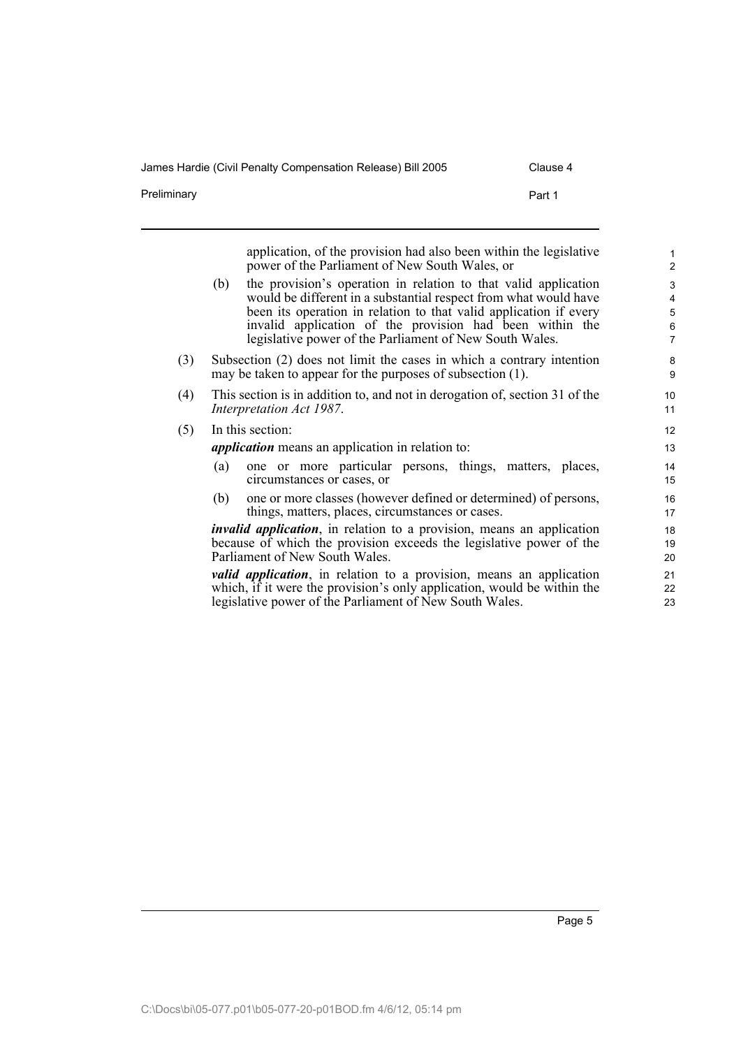application, of the provision had also been within the legislative power of the Parliament of New South Wales, or

(b) the provision's operation in relation to that valid application would be different in a substantial respect from what would have been its operation in relation to that valid application if every invalid application of the provision had been within the legislative power of the Parliament of New South Wales.

(3) Subsection (2) does not limit the cases in which a contrary intention may be taken to appear for the purposes of subsection (1).

(4) This section is in addition to, and not in derogation of, section 31 of the *Interpretation Act 1987*.

(5) In this section:

***application*** means an application in relation to:

(a) one or more particular persons, things, matters, places, circumstances or cases, or

(b) one or more classes (however defined or determined) of persons, things, matters, places, circumstances or cases.

***invalid application***, in relation to a provision, means an application because of which the provision exceeds the legislative power of the Parliament of New South Wales.

***valid application***, in relation to a provision, means an application which, if it were the provision's only application, would be within the legislative power of the Parliament of New South Wales.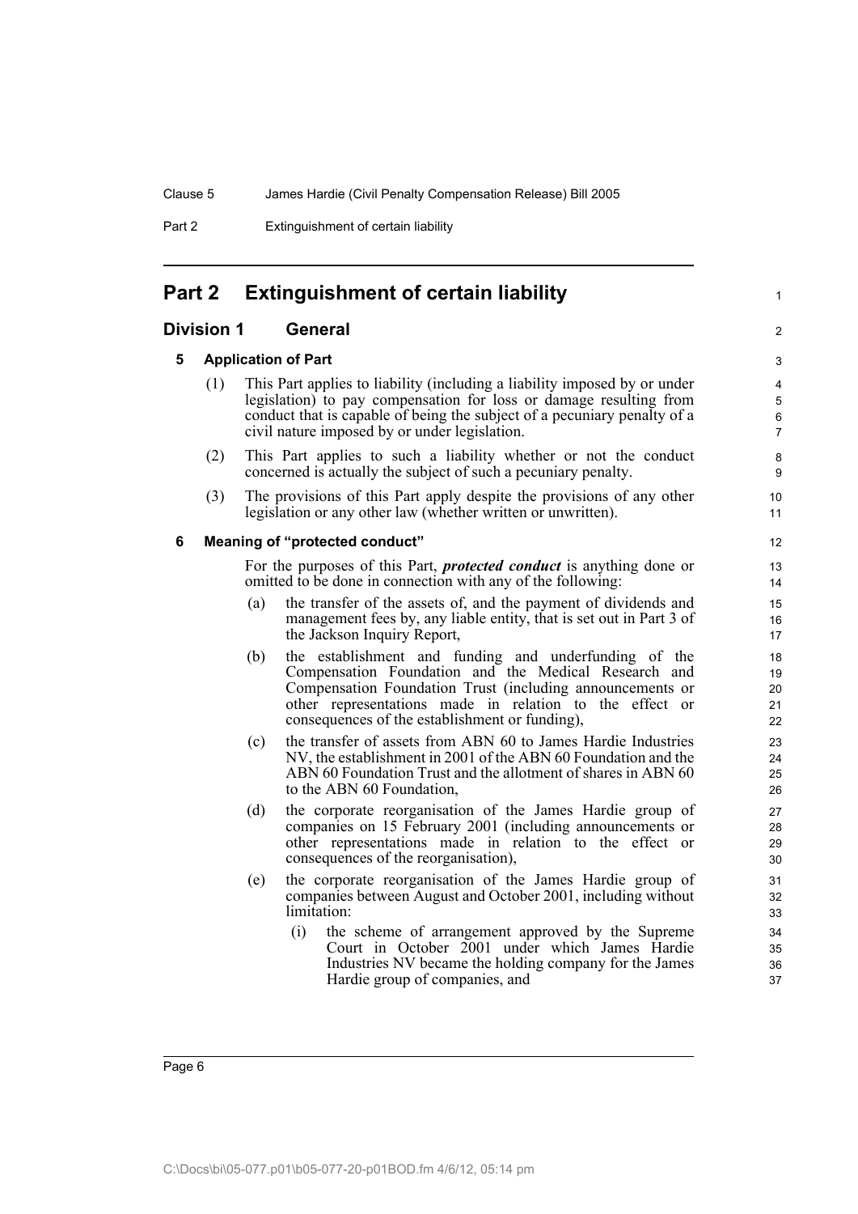# Part 2 Extinguishment of certain liability

## Division 1 General

### 5 Application of Part

(1) This Part applies to liability (including a liability imposed by or under legislation) to pay compensation for loss or damage resulting from conduct that is capable of being the subject of a pecuniary penalty of a civil nature imposed by or under legislation.

(2) This Part applies to such a liability whether or not the conduct concerned is actually the subject of such a pecuniary penalty.

(3) The provisions of this Part apply despite the provisions of any other legislation or any other law (whether written or unwritten).

### 6 Meaning of "protected conduct"

For the purposes of this Part, ***protected conduct*** is anything done or omitted to be done in connection with any of the following:

(a) the transfer of the assets of, and the payment of dividends and management fees by, any liable entity, that is set out in Part 3 of the Jackson Inquiry Report,

(b) the establishment and funding and underfunding of the Compensation Foundation and the Medical Research and Compensation Foundation Trust (including announcements or other representations made in relation to the effect or consequences of the establishment or funding),

(c) the transfer of assets from ABN 60 to James Hardie Industries NV, the establishment in 2001 of the ABN 60 Foundation and the ABN 60 Foundation Trust and the allotment of shares in ABN 60 to the ABN 60 Foundation,

(d) the corporate reorganisation of the James Hardie group of companies on 15 February 2001 (including announcements or other representations made in relation to the effect or consequences of the reorganisation),

(e) the corporate reorganisation of the James Hardie group of companies between August and October 2001, including without limitation:

(i) the scheme of arrangement approved by the Supreme Court in October 2001 under which James Hardie Industries NV became the holding company for the James Hardie group of companies, and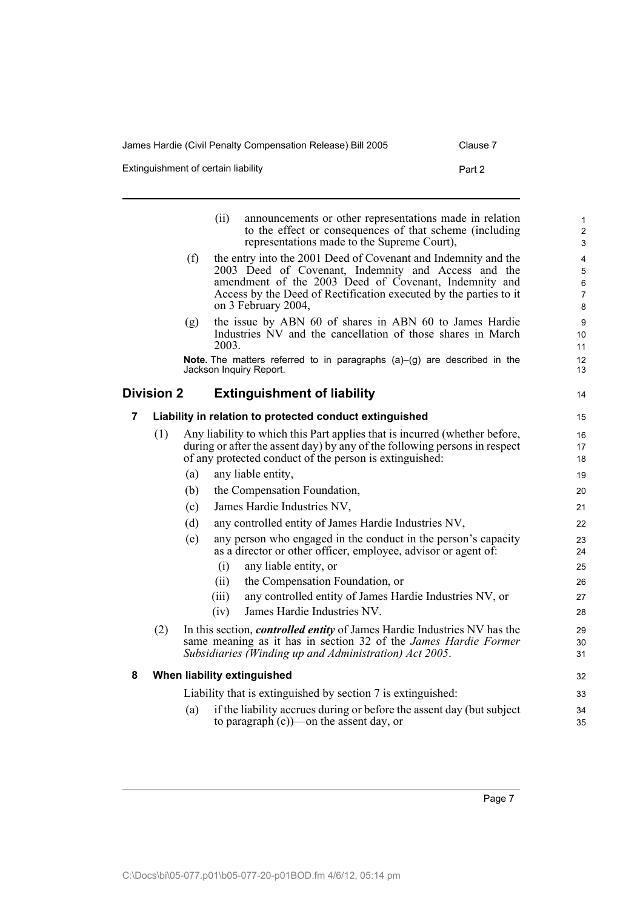(ii) announcements or other representations made in relation to the effect or consequences of that scheme (including representations made to the Supreme Court),

(f) the entry into the 2001 Deed of Covenant and Indemnity and the 2003 Deed of Covenant, Indemnity and Access and the amendment of the 2003 Deed of Covenant, Indemnity and Access by the Deed of Rectification executed by the parties to it on 3 February 2004,

(g) the issue by ABN 60 of shares in ABN 60 to James Hardie Industries NV and the cancellation of those shares in March 2003.

**Note.** The matters referred to in paragraphs (a)–(g) are described in the Jackson Inquiry Report.

## Division 2 Extinguishment of liability

### 7 Liability in relation to protected conduct extinguished

(1) Any liability to which this Part applies that is incurred (whether before, during or after the assent day) by any of the following persons in respect of any protected conduct of the person is extinguished:

(a) any liable entity,

(b) the Compensation Foundation,

(c) James Hardie Industries NV,

(d) any controlled entity of James Hardie Industries NV,

(e) any person who engaged in the conduct in the person's capacity as a director or other officer, employee, advisor or agent of:

(i) any liable entity, or

(ii) the Compensation Foundation, or

(iii) any controlled entity of James Hardie Industries NV, or

(iv) James Hardie Industries NV.

(2) In this section, ***controlled entity*** of James Hardie Industries NV has the same meaning as it has in section 32 of the *James Hardie Former Subsidiaries (Winding up and Administration) Act 2005*.

### 8 When liability extinguished

Liability that is extinguished by section 7 is extinguished:

(a) if the liability accrues during or before the assent day (but subject to paragraph (c))—on the assent day, or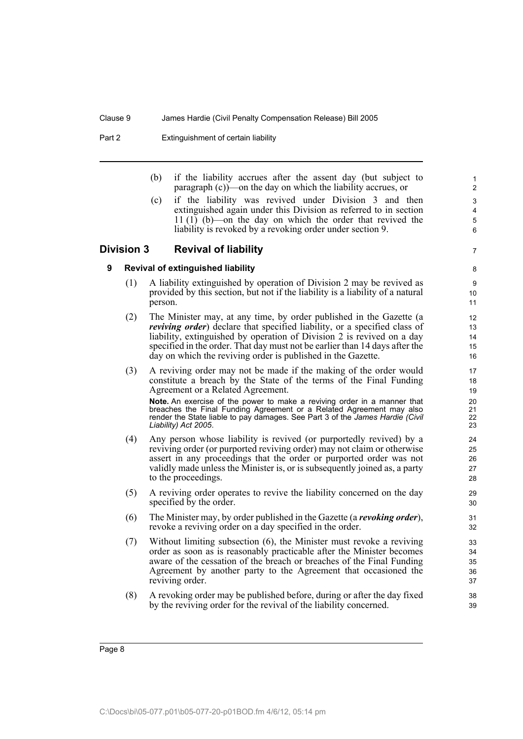(b) if the liability accrues after the assent day (but subject to paragraph (c))—on the day on which the liability accrues, or

(c) if the liability was revived under Division 3 and then extinguished again under this Division as referred to in section 11 (1) (b)—on the day on which the order that revived the liability is revoked by a revoking order under section 9.

## Division 3 Revival of liability

### 9 Revival of extinguished liability

(1) A liability extinguished by operation of Division 2 may be revived as provided by this section, but not if the liability is a liability of a natural person.

(2) The Minister may, at any time, by order published in the Gazette (a ***reviving order***) declare that specified liability, or a specified class of liability, extinguished by operation of Division 2 is revived on a day specified in the order. That day must not be earlier than 14 days after the day on which the reviving order is published in the Gazette.

(3) A reviving order may not be made if the making of the order would constitute a breach by the State of the terms of the Final Funding Agreement or a Related Agreement.

**Note.** An exercise of the power to make a reviving order in a manner that breaches the Final Funding Agreement or a Related Agreement may also render the State liable to pay damages. See Part 3 of the *James Hardie (Civil Liability) Act 2005*.

(4) Any person whose liability is revived (or purportedly revived) by a reviving order (or purported reviving order) may not claim or otherwise assert in any proceedings that the order or purported order was not validly made unless the Minister is, or is subsequently joined as, a party to the proceedings.

(5) A reviving order operates to revive the liability concerned on the day specified by the order.

(6) The Minister may, by order published in the Gazette (a ***revoking order***), revoke a reviving order on a day specified in the order.

(7) Without limiting subsection (6), the Minister must revoke a reviving order as soon as is reasonably practicable after the Minister becomes aware of the cessation of the breach or breaches of the Final Funding Agreement by another party to the Agreement that occasioned the reviving order.

(8) A revoking order may be published before, during or after the day fixed by the reviving order for the revival of the liability concerned.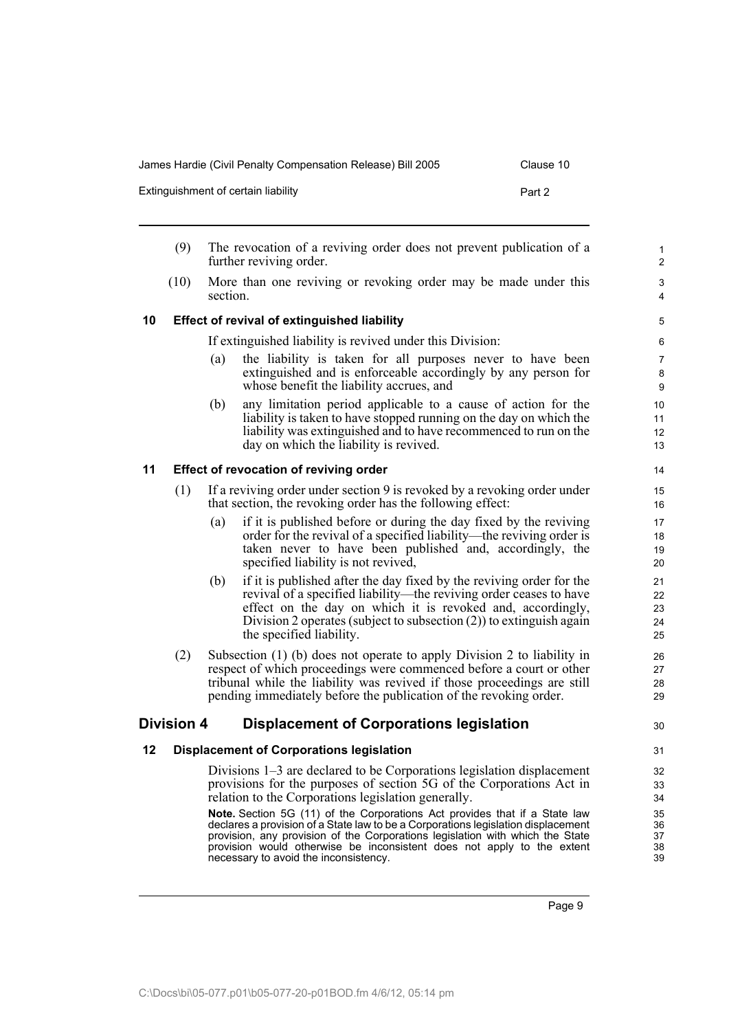(9) The revocation of a reviving order does not prevent publication of a further reviving order.

(10) More than one reviving or revoking order may be made under this section.

### 10 Effect of revival of extinguished liability

If extinguished liability is revived under this Division:

(a) the liability is taken for all purposes never to have been extinguished and is enforceable accordingly by any person for whose benefit the liability accrues, and

(b) any limitation period applicable to a cause of action for the liability is taken to have stopped running on the day on which the liability was extinguished and to have recommenced to run on the day on which the liability is revived.

### 11 Effect of revocation of reviving order

(1) If a reviving order under section 9 is revoked by a revoking order under that section, the revoking order has the following effect:

(a) if it is published before or during the day fixed by the reviving order for the revival of a specified liability—the reviving order is taken never to have been published and, accordingly, the specified liability is not revived,

(b) if it is published after the day fixed by the reviving order for the revival of a specified liability—the reviving order ceases to have effect on the day on which it is revoked and, accordingly, Division 2 operates (subject to subsection (2)) to extinguish again the specified liability.

(2) Subsection (1) (b) does not operate to apply Division 2 to liability in respect of which proceedings were commenced before a court or other tribunal while the liability was revived if those proceedings are still pending immediately before the publication of the revoking order.

## Division 4 Displacement of Corporations legislation

### 12 Displacement of Corporations legislation

Divisions 1–3 are declared to be Corporations legislation displacement provisions for the purposes of section 5G of the Corporations Act in relation to the Corporations legislation generally.

**Note.** Section 5G (11) of the Corporations Act provides that if a State law declares a provision of a State law to be a Corporations legislation displacement provision, any provision of the Corporations legislation with which the State provision would otherwise be inconsistent does not apply to the extent necessary to avoid the inconsistency.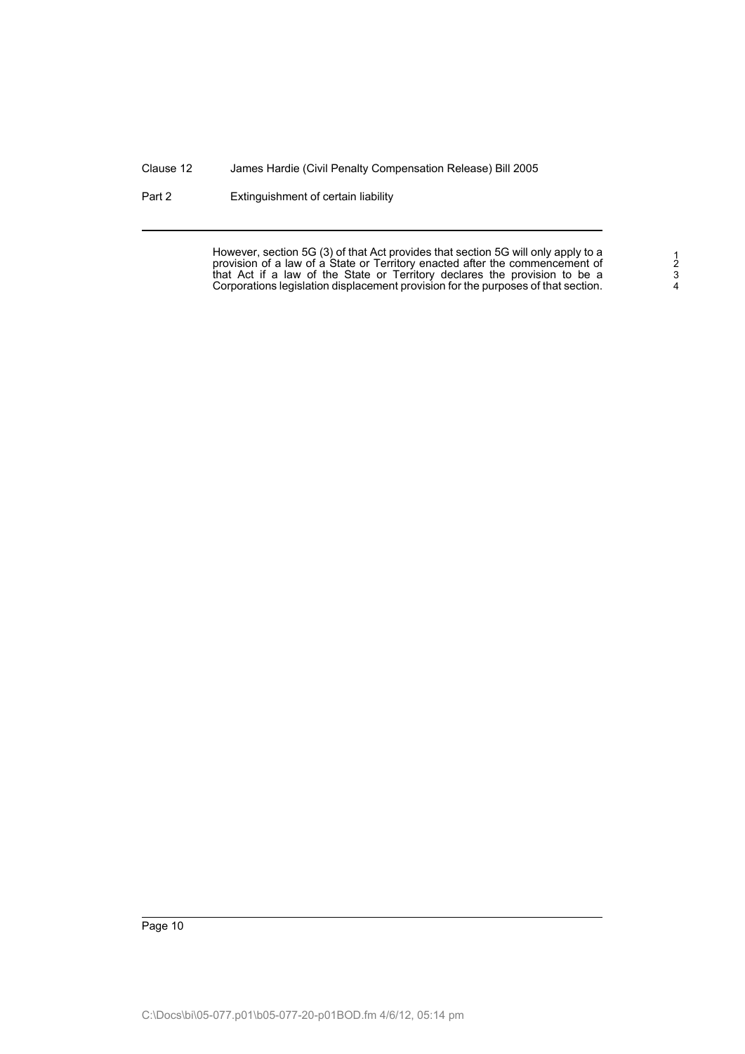However, section 5G (3) of that Act provides that section 5G will only apply to a provision of a law of a State or Territory enacted after the commencement of that Act if a law of the State or Territory declares the provision to be a Corporations legislation displacement provision for the purposes of that section.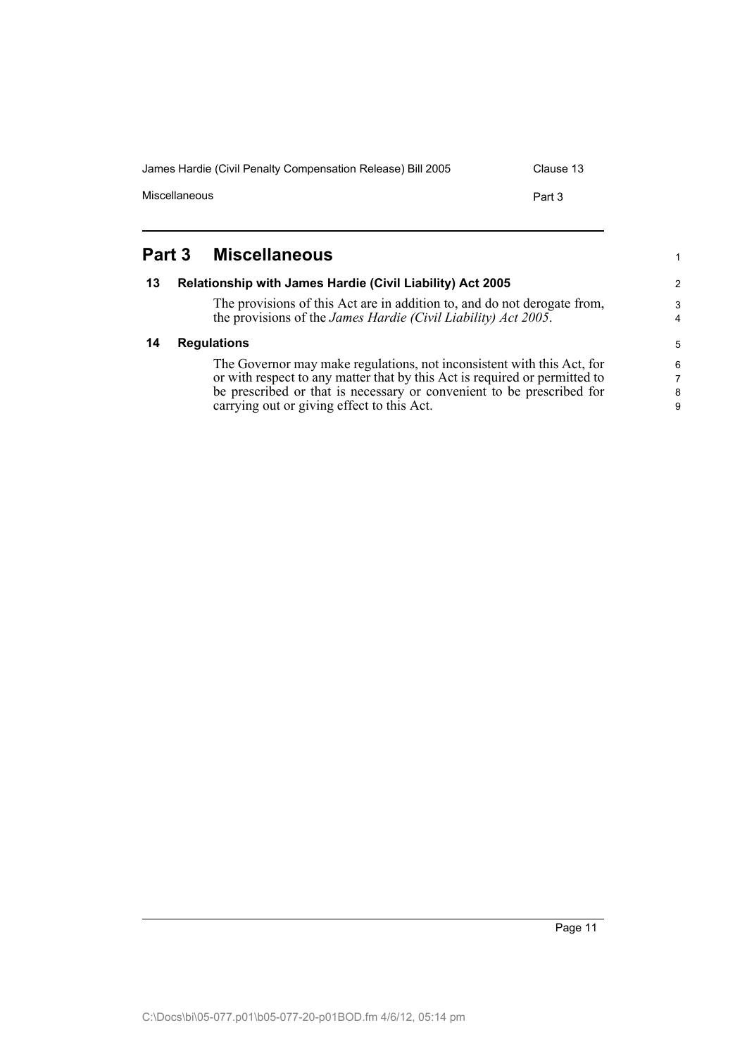## Part 3 Miscellaneous

### 13 Relationship with James Hardie (Civil Liability) Act 2005

The provisions of this Act are in addition to, and do not derogate from, the provisions of the *James Hardie (Civil Liability) Act 2005*.

### 14 Regulations

The Governor may make regulations, not inconsistent with this Act, for or with respect to any matter that by this Act is required or permitted to be prescribed or that is necessary or convenient to be prescribed for carrying out or giving effect to this Act.